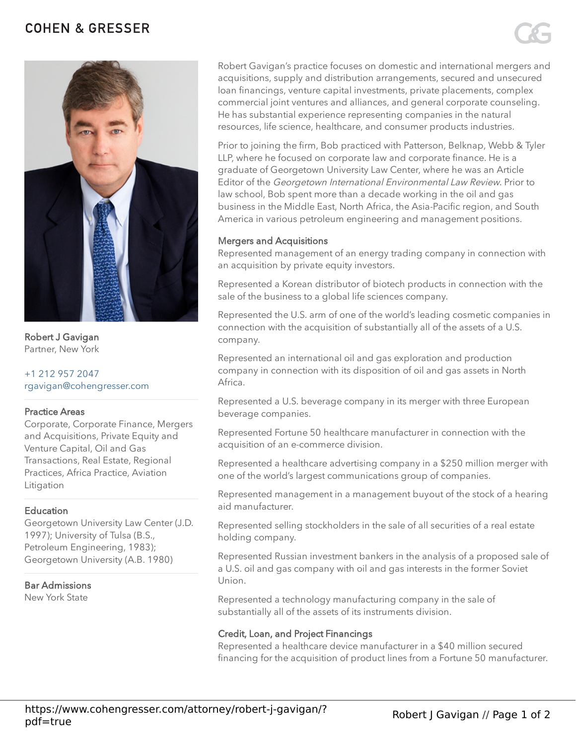# COHEN & GRESSER

**Robert J Gavigan**
Partner, New York

+1 212 957 2047
rgavigan@cohengresser.com

## Practice Areas

Corporate, Corporate Finance, Mergers and Acquisitions, Private Equity and Venture Capital, Oil and Gas Transactions, Real Estate, Regional Practices, Africa Practice, Aviation Litigation

## Education

Georgetown University Law Center (J.D. 1997); University of Tulsa (B.S., Petroleum Engineering, 1983); Georgetown University (A.B. 1980)

## Bar Admissions

New York State

Robert Gavigan's practice focuses on domestic and international mergers and acquisitions, supply and distribution arrangements, secured and unsecured loan financings, venture capital investments, private placements, complex commercial joint ventures and alliances, and general corporate counseling. He has substantial experience representing companies in the natural resources, life science, healthcare, and consumer products industries.

Prior to joining the firm, Bob practiced with Patterson, Belknap, Webb & Tyler LLP, where he focused on corporate law and corporate finance. He is a graduate of Georgetown University Law Center, where he was an Article Editor of the *Georgetown International Environmental Law Review*. Prior to law school, Bob spent more than a decade working in the oil and gas business in the Middle East, North Africa, the Asia-Pacific region, and South America in various petroleum engineering and management positions.

## Mergers and Acquisitions

Represented management of an energy trading company in connection with an acquisition by private equity investors.

Represented a Korean distributor of biotech products in connection with the sale of the business to a global life sciences company.

Represented the U.S. arm of one of the world's leading cosmetic companies in connection with the acquisition of substantially all of the assets of a U.S. company.

Represented an international oil and gas exploration and production company in connection with its disposition of oil and gas assets in North Africa.

Represented a U.S. beverage company in its merger with three European beverage companies.

Represented Fortune 50 healthcare manufacturer in connection with the acquisition of an e-commerce division.

Represented a healthcare advertising company in a $250 million merger with one of the world's largest communications group of companies.

Represented management in a management buyout of the stock of a hearing aid manufacturer.

Represented selling stockholders in the sale of all securities of a real estate holding company.

Represented Russian investment bankers in the analysis of a proposed sale of a U.S. oil and gas company with oil and gas interests in the former Soviet Union.

Represented a technology manufacturing company in the sale of substantially all of the assets of its instruments division.

## Credit, Loan, and Project Financings

Represented a healthcare device manufacturer in a $40 million secured financing for the acquisition of product lines from a Fortune 50 manufacturer.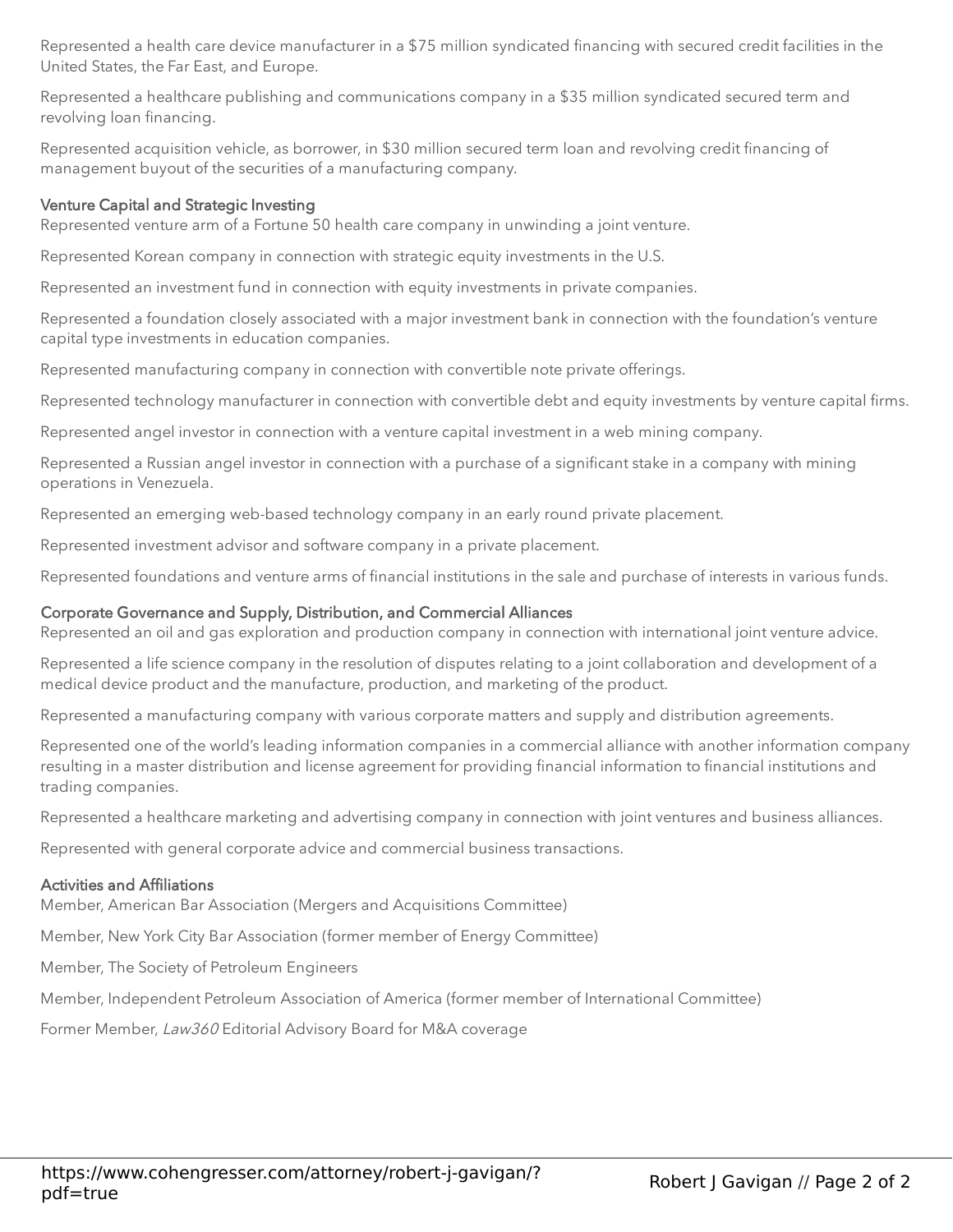Represented a health care device manufacturer in a $75 million syndicated financing with secured credit facilities in the United States, the Far East, and Europe.

Represented a healthcare publishing and communications company in a $35 million syndicated secured term and revolving loan financing.

Represented acquisition vehicle, as borrower, in $30 million secured term loan and revolving credit financing of management buyout of the securities of a manufacturing company.

### Venture Capital and Strategic Investing

Represented venture arm of a Fortune 50 health care company in unwinding a joint venture.

Represented Korean company in connection with strategic equity investments in the U.S.

Represented an investment fund in connection with equity investments in private companies.

Represented a foundation closely associated with a major investment bank in connection with the foundation's venture capital type investments in education companies.

Represented manufacturing company in connection with convertible note private offerings.

Represented technology manufacturer in connection with convertible debt and equity investments by venture capital firms.

Represented angel investor in connection with a venture capital investment in a web mining company.

Represented a Russian angel investor in connection with a purchase of a significant stake in a company with mining operations in Venezuela.

Represented an emerging web-based technology company in an early round private placement.

Represented investment advisor and software company in a private placement.

Represented foundations and venture arms of financial institutions in the sale and purchase of interests in various funds.

### Corporate Governance and Supply, Distribution, and Commercial Alliances

Represented an oil and gas exploration and production company in connection with international joint venture advice.

Represented a life science company in the resolution of disputes relating to a joint collaboration and development of a medical device product and the manufacture, production, and marketing of the product.

Represented a manufacturing company with various corporate matters and supply and distribution agreements.

Represented one of the world's leading information companies in a commercial alliance with another information company resulting in a master distribution and license agreement for providing financial information to financial institutions and trading companies.

Represented a healthcare marketing and advertising company in connection with joint ventures and business alliances.

Represented with general corporate advice and commercial business transactions.

### Activities and Affiliations

Member, American Bar Association (Mergers and Acquisitions Committee)

Member, New York City Bar Association (former member of Energy Committee)

Member, The Society of Petroleum Engineers

Member, Independent Petroleum Association of America (former member of International Committee)

Former Member, *Law360* Editorial Advisory Board for M&A coverage